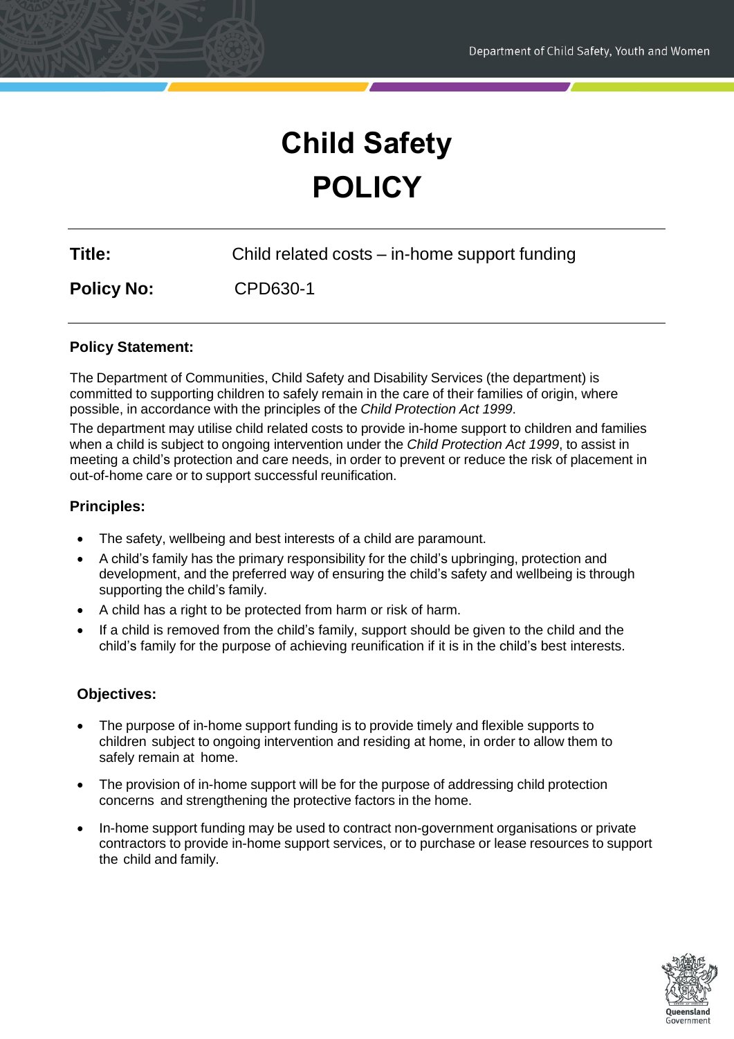# Child Safety POLICY

**Title:** Child related costs – in-home support funding

**Policy No:** CPD630-1

### Policy Statement:

The Department of Communities, Child Safety and Disability Services (the department) is committed to supporting children to safely remain in the care of their families of origin, where possible, in accordance with the principles of the *Child Protection Act 1999*.

The department may utilise child related costs to provide in-home support to children and families when a child is subject to ongoing intervention under the *Child Protection Act 1999*, to assist in meeting a child's protection and care needs, in order to prevent or reduce the risk of placement in out-of-home care or to support successful reunification.

### Principles:

- The safety, wellbeing and best interests of a child are paramount.
- A child's family has the primary responsibility for the child's upbringing, protection and development, and the preferred way of ensuring the child's safety and wellbeing is through supporting the child's family.
- A child has a right to be protected from harm or risk of harm.
- If a child is removed from the child's family, support should be given to the child and the child's family for the purpose of achieving reunification if it is in the child's best interests.

### Objectives:

- The purpose of in-home support funding is to provide timely and flexible supports to children subject to ongoing intervention and residing at home, in order to allow them to safely remain at home.
- The provision of in-home support will be for the purpose of addressing child protection concerns and strengthening the protective factors in the home.
- In-home support funding may be used to contract non-government organisations or private contractors to provide in-home support services, or to purchase or lease resources to support the child and family.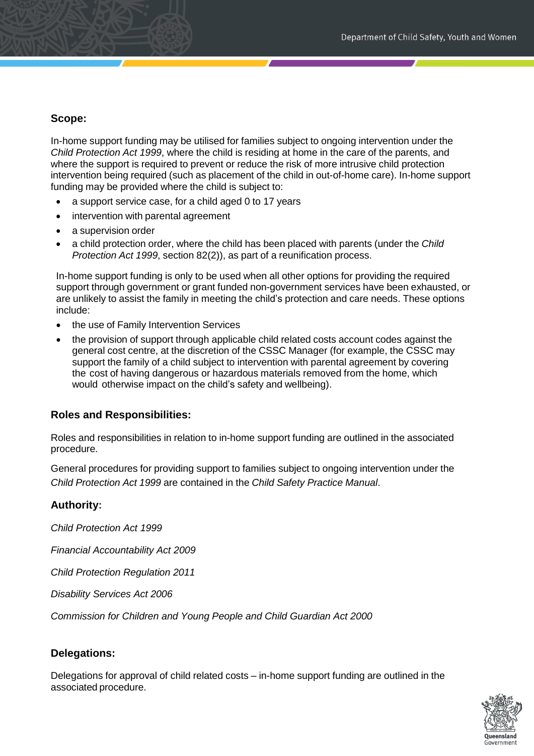## Scope:

In-home support funding may be utilised for families subject to ongoing intervention under the *Child Protection Act 1999*, where the child is residing at home in the care of the parents, and where the support is required to prevent or reduce the risk of more intrusive child protection intervention being required (such as placement of the child in out-of-home care). In-home support funding may be provided where the child is subject to:

- a support service case, for a child aged 0 to 17 years
- intervention with parental agreement
- a supervision order
- a child protection order, where the child has been placed with parents (under the *Child Protection Act 1999*, section 82(2)), as part of a reunification process.

In-home support funding is only to be used when all other options for providing the required support through government or grant funded non-government services have been exhausted, or are unlikely to assist the family in meeting the child's protection and care needs. These options include:

- the use of Family Intervention Services
- the provision of support through applicable child related costs account codes against the general cost centre, at the discretion of the CSSC Manager (for example, the CSSC may support the family of a child subject to intervention with parental agreement by covering the cost of having dangerous or hazardous materials removed from the home, which would otherwise impact on the child's safety and wellbeing).

## Roles and Responsibilities:

Roles and responsibilities in relation to in-home support funding are outlined in the associated procedure.

General procedures for providing support to families subject to ongoing intervention under the *Child Protection Act 1999* are contained in the *Child Safety Practice Manual*.

## Authority:

*Child Protection Act 1999*

*Financial Accountability Act 2009*

*Child Protection Regulation 2011*

*Disability Services Act 2006*

*Commission for Children and Young People and Child Guardian Act 2000*

## Delegations:

Delegations for approval of child related costs – in-home support funding are outlined in the associated procedure.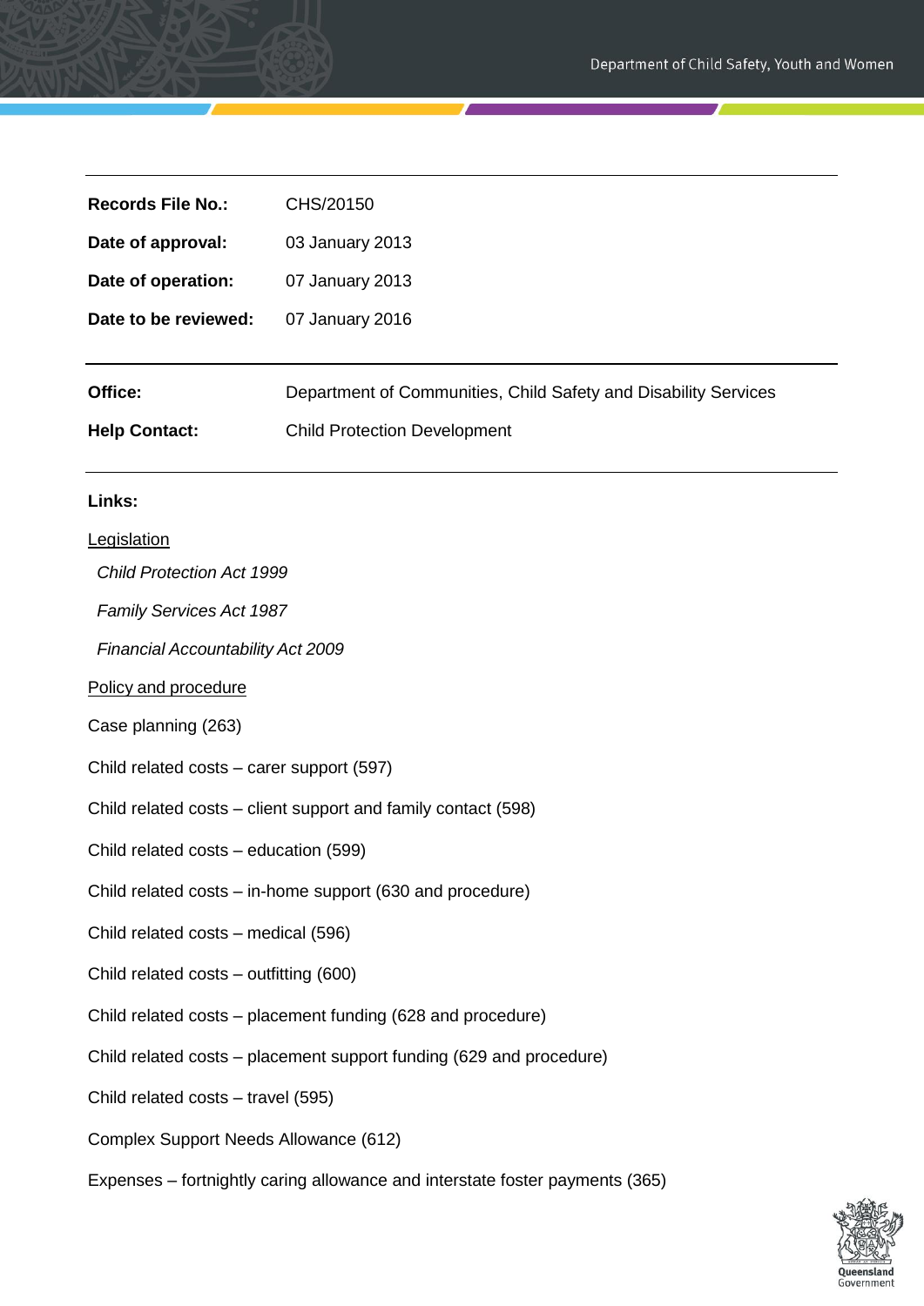| | |
|---|---|
| **Records File No.:** | CHS/20150 |
| **Date of approval:** | 03 January 2013 |
| **Date of operation:** | 07 January 2013 |
| **Date to be reviewed:** | 07 January 2016 |

| | |
|---|---|
| **Office:** | Department of Communities, Child Safety and Disability Services |
| **Help Contact:** | Child Protection Development |

**Links:**

Legislation

*Child Protection Act 1999*

*Family Services Act 1987*

*Financial Accountability Act 2009*

Policy and procedure

Case planning (263)

Child related costs – carer support (597)

Child related costs – client support and family contact (598)

Child related costs – education (599)

Child related costs – in-home support (630 and procedure)

Child related costs – medical (596)

Child related costs – outfitting (600)

Child related costs – placement funding (628 and procedure)

Child related costs – placement support funding (629 and procedure)

Child related costs – travel (595)

Complex Support Needs Allowance (612)

Expenses – fortnightly caring allowance and interstate foster payments (365)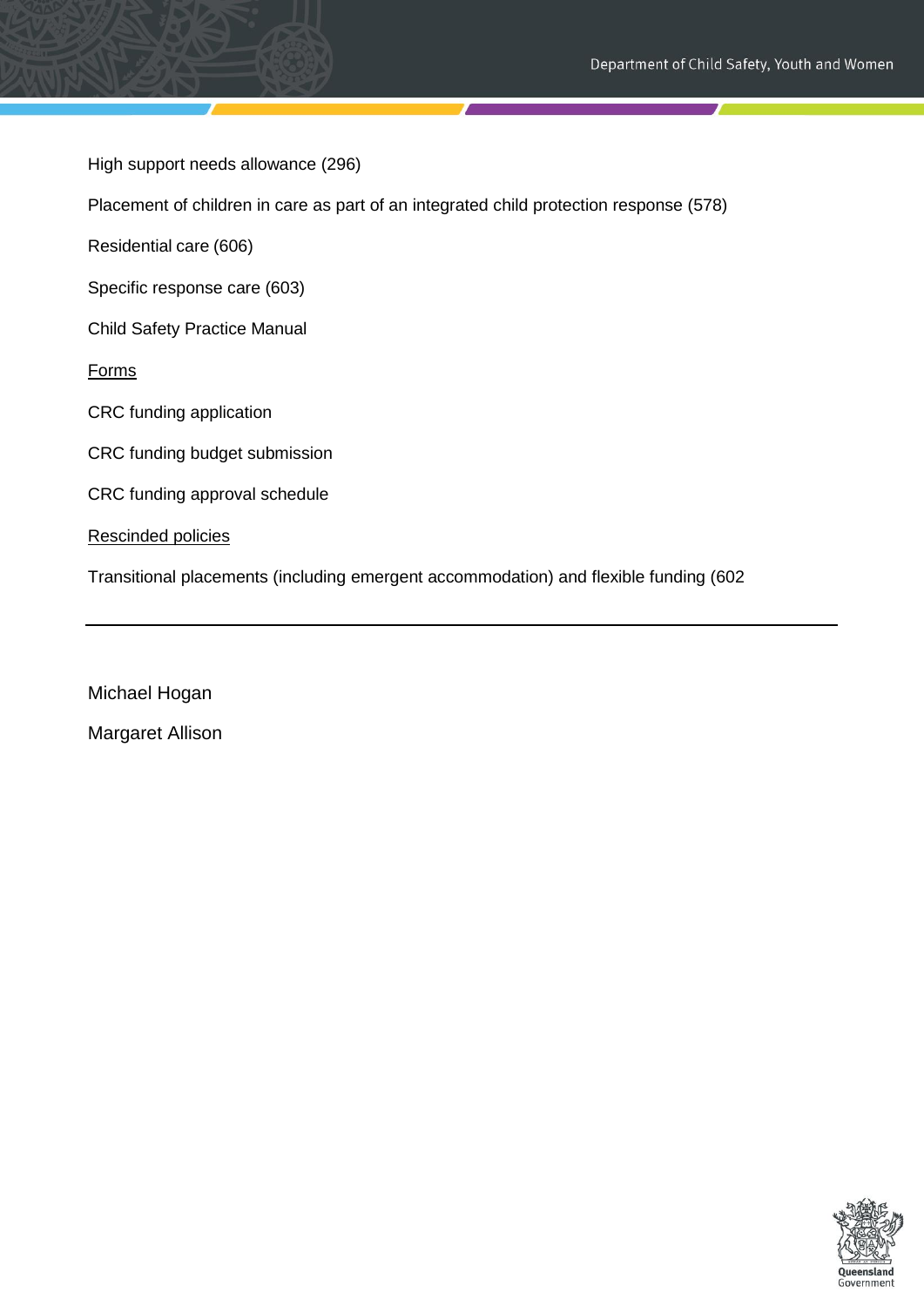High support needs allowance (296)

Placement of children in care as part of an integrated child protection response (578)

Residential care (606)

Specific response care (603)

Child Safety Practice Manual

Forms

CRC funding application

CRC funding budget submission

CRC funding approval schedule

Rescinded policies

Transitional placements (including emergent accommodation) and flexible funding (602

---

Michael Hogan

Margaret Allison